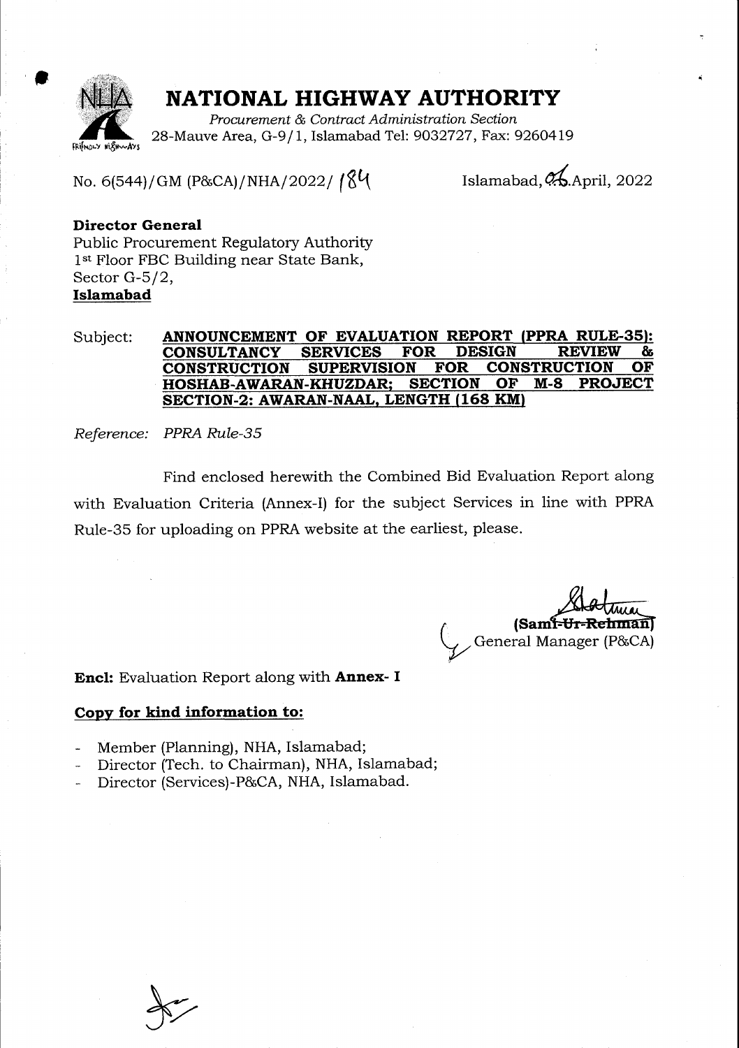# NATIONAL HIGHWAY AUTHORITY

*Procurement & Contract Administration Section*
28-Mauve Area, G-9/1, Islamabad Tel: 9032727, Fax: 9260419

No. 6(544)/GM (P&CA)/NHA/2022/ 184 Islamabad, 06.April, 2022

**Director General**
Public Procurement Regulatory Authority
1st Floor FBC Building near State Bank,
Sector G-5/2,
**Islamabad**

Subject: **ANNOUNCEMENT OF EVALUATION REPORT (PPRA RULE-35): CONSULTANCY SERVICES FOR DESIGN REVIEW & CONSTRUCTION SUPERVISION FOR CONSTRUCTION OF HOSHAB-AWARAN-KHUZDAR; SECTION OF M-8 PROJECT SECTION-2: AWARAN-NAAL, LENGTH (168 KM)**

*Reference: PPRA Rule-35*

Find enclosed herewith the Combined Bid Evaluation Report along with Evaluation Criteria (Annex-I) for the subject Services in line with PPRA Rule-35 for uploading on PPRA website at the earliest, please.

**(Sami-Ur-Rehman)**
General Manager (P&CA)

**Encl:** Evaluation Report along with **Annex- I**

**Copy for kind information to:**

- Member (Planning), NHA, Islamabad;
- Director (Tech. to Chairman), NHA, Islamabad;
- Director (Services)-P&CA, NHA, Islamabad.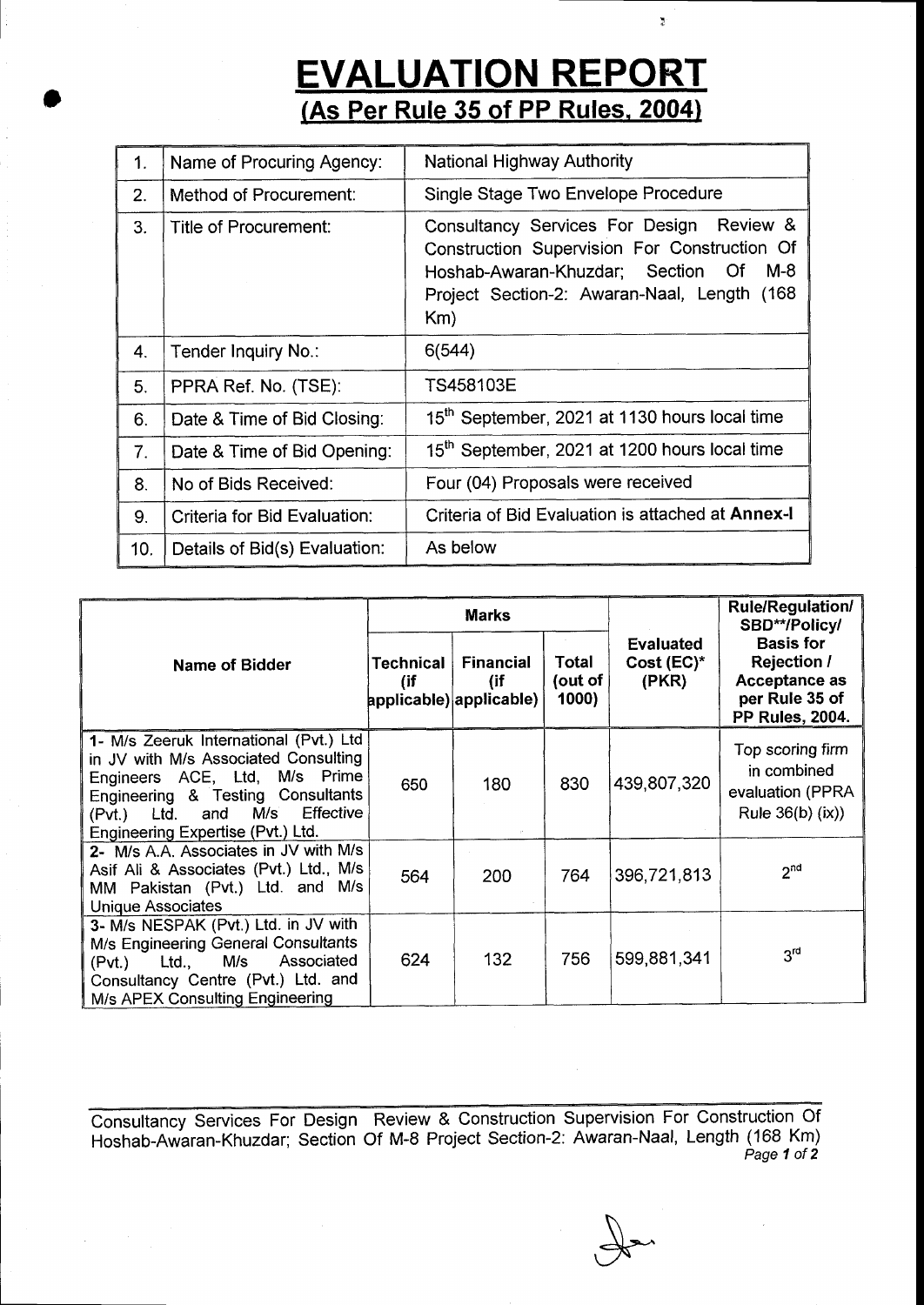# EVALUATION REPORT

## (As Per Rule 35 of PP Rules, 2004)

| 1. | Name of Procuring Agency: | National Highway Authority |
|---|---|---|
| 2. | Method of Procurement: | Single Stage Two Envelope Procedure |
| 3. | Title of Procurement: | Consultancy Services For Design Review & Construction Supervision For Construction Of Hoshab-Awaran-Khuzdar; Section Of M-8 Project Section-2: Awaran-Naal, Length (168 Km) |
| 4. | Tender Inquiry No.: | 6(544) |
| 5. | PPRA Ref. No. (TSE): | TS458103E |
| 6. | Date & Time of Bid Closing: | 15th September, 2021 at 1130 hours local time |
| 7. | Date & Time of Bid Opening: | 15th September, 2021 at 1200 hours local time |
| 8. | No of Bids Received: | Four (04) Proposals were received |
| 9. | Criteria for Bid Evaluation: | Criteria of Bid Evaluation is attached at **Annex-I** |
| 10. | Details of Bid(s) Evaluation: | As below |

| **Name of Bidder** | **Marks** | | | **Evaluated Cost (EC)* (PKR)** | **Rule/Regulation/ SBD**/Policy/ Basis for Rejection / Acceptance as per Rule 35 of PP Rules, 2004.** |
|---|---|---|---|---|---|
| | **Technical (if applicable)** | **Financial (if applicable)** | **Total (out of 1000)** | | |
| **1-** M/s Zeeruk International (Pvt.) Ltd in JV with M/s Associated Consulting Engineers ACE, Ltd, M/s Prime Engineering & Testing Consultants (Pvt.) Ltd. and M/s Effective Engineering Expertise (Pvt.) Ltd. | 650 | 180 | 830 | 439,807,320 | Top scoring firm in combined evaluation (PPRA Rule 36(b) (ix)) |
| **2-** M/s A.A. Associates in JV with M/s Asif Ali & Associates (Pvt.) Ltd., M/s MM Pakistan (Pvt.) Ltd. and M/s Unique Associates | 564 | 200 | 764 | 396,721,813 | 2nd |
| **3-** M/s NESPAK (Pvt.) Ltd. in JV with M/s Engineering General Consultants (Pvt.) Ltd., M/s Associated Consultancy Centre (Pvt.) Ltd. and M/s APEX Consulting Engineering | 624 | 132 | 756 | 599,881,341 | 3rd |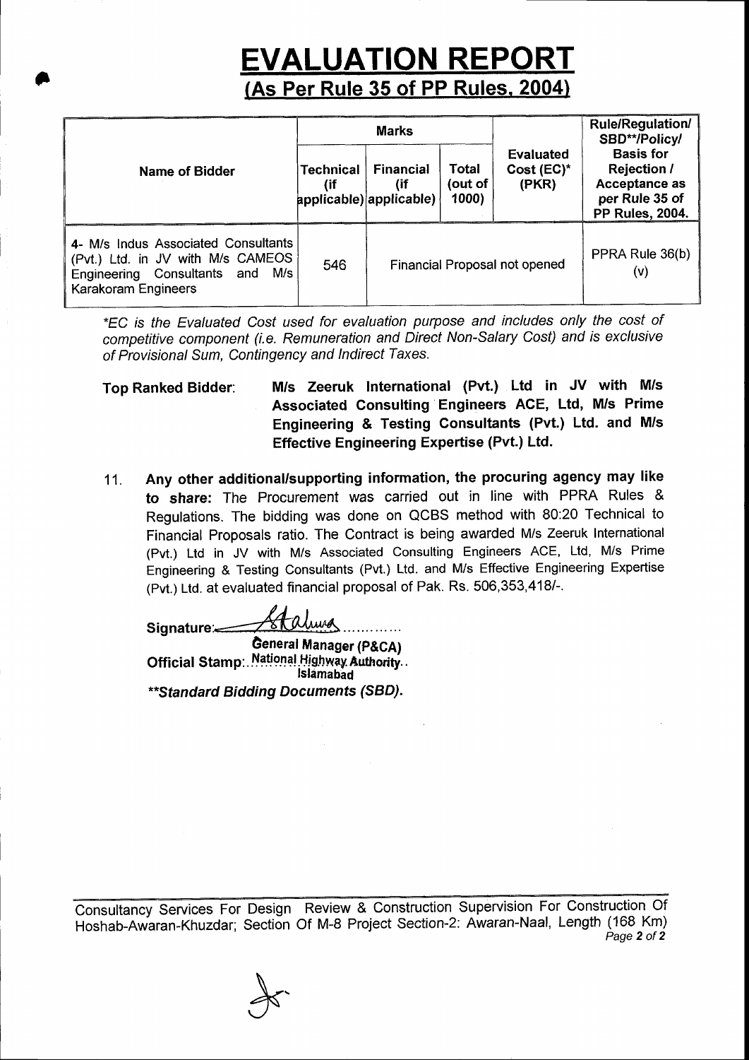# EVALUATION REPORT

## (As Per Rule 35 of PP Rules, 2004)

| Name of Bidder | Marks | | | Evaluated Cost (EC)* (PKR) | Rule/Regulation/ SBD**/Policy/ Basis for Rejection / Acceptance as per Rule 35 of PP Rules, 2004. |
|---|---|---|---|---|---|
| | Technical (if applicable) | Financial (if applicable) | Total (out of 1000) | | |
| 4- M/s Indus Associated Consultants (Pvt.) Ltd. in JV with M/s CAMEOS Engineering Consultants and M/s Karakoram Engineers | 546 | Financial Proposal not opened | | | PPRA Rule 36(b) (v) |

*EC is the Evaluated Cost used for evaluation purpose and includes only the cost of competitive component (i.e. Remuneration and Direct Non-Salary Cost) and is exclusive of Provisional Sum, Contingency and Indirect Taxes.*

**Top Ranked Bidder:** **M/s Zeeruk International (Pvt.) Ltd in JV with M/s Associated Consulting Engineers ACE, Ltd, M/s Prime Engineering & Testing Consultants (Pvt.) Ltd. and M/s Effective Engineering Expertise (Pvt.) Ltd.**

11. **Any other additional/supporting information, the procuring agency may like to share:** The Procurement was carried out in line with PPRA Rules & Regulations. The bidding was done on QCBS method with 80:20 Technical to Financial Proposals ratio. The Contract is being awarded M/s Zeeruk International (Pvt.) Ltd in JV with M/s Associated Consulting Engineers ACE, Ltd, M/s Prime Engineering & Testing Consultants (Pvt.) Ltd. and M/s Effective Engineering Expertise (Pvt.) Ltd. at evaluated financial proposal of Pak. Rs. 506,353,418/-.

**Signature:** ............

**General Manager (P&CA)**

**Official Stamp:** National Highway Authority Islamabad

***Standard Bidding Documents (SBD).**

Consultancy Services For Design Review & Construction Supervision For Construction Of Hoshab-Awaran-Khuzdar; Section Of M-8 Project Section-2: Awaran-Naal, Length (168 Km)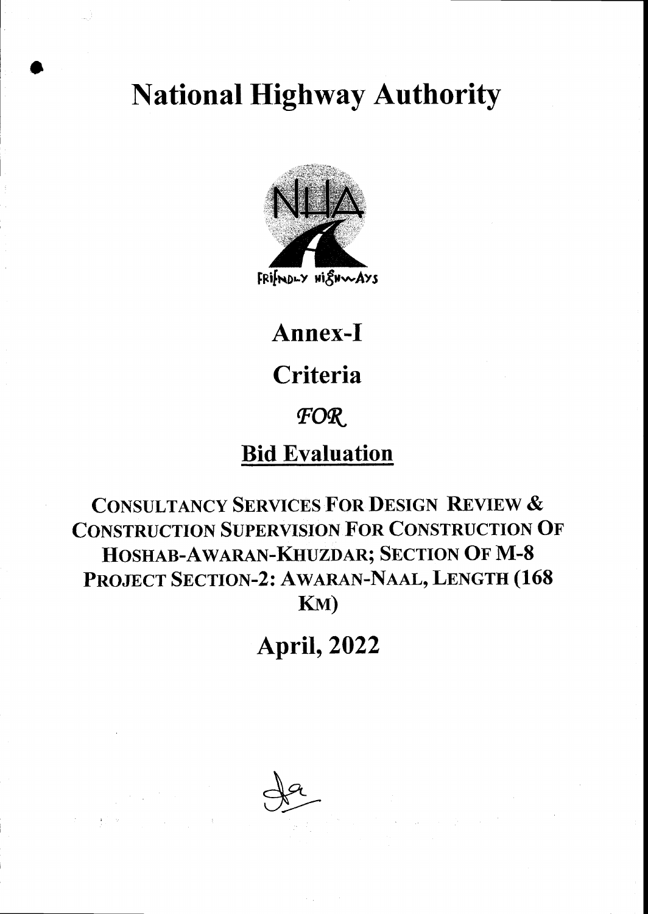# National Highway Authority

FRIENDLY HIGHWAYS

## Annex-I

## Criteria

*FOR*

## Bid Evaluation

**CONSULTANCY SERVICES FOR DESIGN REVIEW & CONSTRUCTION SUPERVISION FOR CONSTRUCTION OF HOSHAB-AWARAN-KHUZDAR; SECTION OF M-8 PROJECT SECTION-2: AWARAN-NAAL, LENGTH (168 KM)**

## April, 2022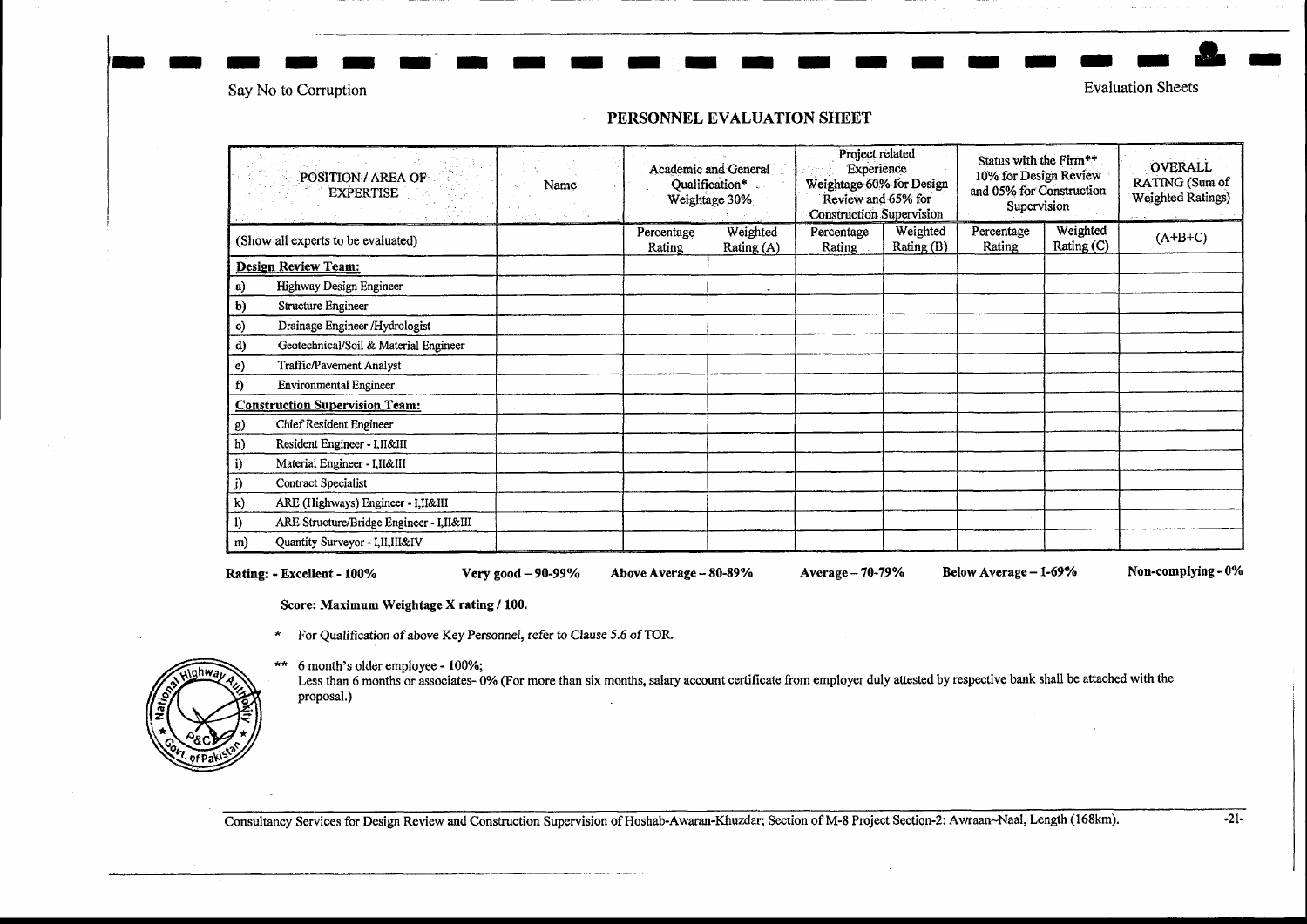## PERSONNEL EVALUATION SHEET

| POSITION / AREA OF EXPERTISE | | Name | Academic and General Qualification* Weightage 30% | | Project related Experience Weightage 60% for Design Review and 65% for Construction Supervision | | Status with the Firm** 10% for Design Review and 05% for Construction Supervision | | OVERALL RATING (Sum of Weighted Ratings) |
|---|---|---|---|---|---|---|---|---|---|
| (Show all experts to be evaluated) | | | Percentage Rating | Weighted Rating (A) | Percentage Rating | Weighted Rating (B) | Percentage Rating | Weighted Rating (C) | (A+B+C) |
| **Design Review Team:** | | | | | | | | | |
| a) | Highway Design Engineer | | | | | | | | |
| b) | Structure Engineer | | | | | | | | |
| c) | Drainage Engineer /Hydrologist | | | | | | | | |
| d) | Geotechnical/Soil & Material Engineer | | | | | | | | |
| e) | Traffic/Pavement Analyst | | | | | | | | |
| f) | Environmental Engineer | | | | | | | | |
| **Construction Supervision Team:** | | | | | | | | | |
| g) | Chief Resident Engineer | | | | | | | | |
| h) | Resident Engineer - I,II&III | | | | | | | | |
| i) | Material Engineer - I,II&III | | | | | | | | |
| j) | Contract Specialist | | | | | | | | |
| k) | ARE (Highways) Engineer - I,II&III | | | | | | | | |
| l) | ARE Structure/Bridge Engineer - I,II&III | | | | | | | | |
| m) | Quantity Surveyor - I,II,III&IV | | | | | | | | |

**Rating: - Excellent - 100%** **Very good – 90-99%** **Above Average – 80-89%** **Average – 70-79%** **Below Average – 1-69%** **Non-complying - 0%**

**Score: Maximum Weightage X rating / 100.**

\* For Qualification of above Key Personnel, refer to Clause 5.6 of TOR.

\*\* 6 month's older employee - 100%;
Less than 6 months or associates- 0% (For more than six months, salary account certificate from employer duly attested by respective bank shall be attached with the proposal.)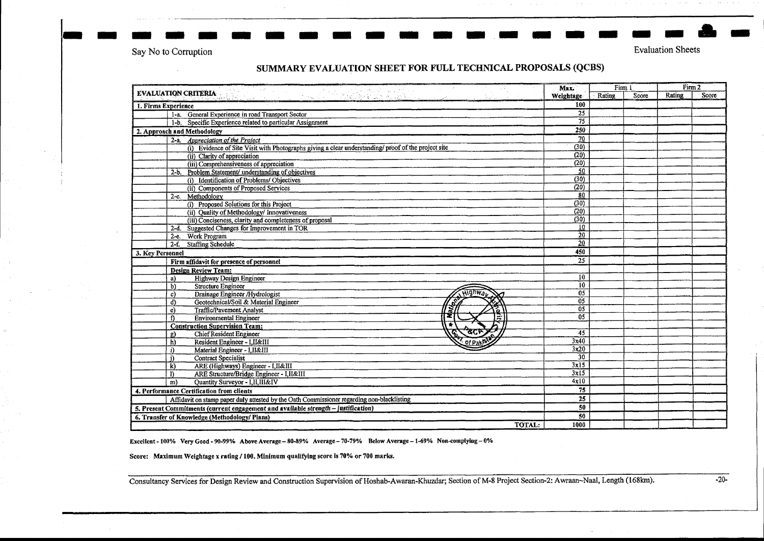## SUMMARY EVALUATION SHEET FOR FULL TECHNICAL PROPOSALS (QCBS)

| EVALUATION CRITERIA | Max. Weightage | Firm 1 | | Firm 2 | |
|---|---|---|---|---|---|
| | | Rating | Score | Rating | Score |
| **1. Firms Experience** | 100 | | | | |
| 1-a. General Experience in road Transport Sector | 25 | | | | |
| 1-b. Specific Experience related to particular Assignment | 75 | | | | |
| **2. Approach and Methodology** | 250 | | | | |
| 2-a. *Appreciation of the Project* | 70 | | | | |
| (i) Evidence of Site Visit with Photographs giving a clear understanding/ proof of the project site | (30) | | | | |
| (ii) Clarity of appreciation | (20) | | | | |
| (iii) Comprehensiveness of appreciation | (20) | | | | |
| 2-b. Problem Statement/ understanding of objectives | 50 | | | | |
| (i) Identification of Problems/ Objectives | (30) | | | | |
| (ii) Components of Proposed Services | (20) | | | | |
| 2-c. Methodology | 80 | | | | |
| (i) Proposed Solutions for this Project | (30) | | | | |
| (ii) Quality of Methodology/ Innovativeness | (20) | | | | |
| (iii) Conciseness, clarity and completeness of proposal | (30) | | | | |
| 2-d. Suggested Changes for Improvement in TOR | 10 | | | | |
| 2-e. Work Program | 20 | | | | |
| 2-f. Staffing Schedule | 20 | | | | |
| **3. Key Personnel** | 450 | | | | |
| **Firm affidavit for presence of personnel** | 25 | | | | |
| **Design Review Team:** | | | | | |
| a) Highway Design Engineer | 10 | | | | |
| b) Structure Engineer | 10 | | | | |
| c) Drainage Engineer /Hydrologist | 05 | | | | |
| d) Geotechnical/Soil & Material Engineer | 05 | | | | |
| e) Traffic/Pavement Analyst | 05 | | | | |
| f) Environmental Engineer | 05 | | | | |
| **Construction Supervision Team:** | | | | | |
| g) Chief Resident Engineer | 45 | | | | |
| h) Resident Engineer - I,II&III | 3x40 | | | | |
| i) Material Engineer - I,II&III | 3x20 | | | | |
| j) Contract Specialist | 30 | | | | |
| k) ARE (Highways) Engineer - I,II&III | 3x15 | | | | |
| l) ARE Structure/Bridge Engineer - I,II&III | 3x15 | | | | |
| m) Quantity Surveyor - I,II,III&IV | 4x10 | | | | |
| **4. Performance Certification from clients** | 75 | | | | |
| Affidavit on stamp paper duly attested by the Oath Commissioner regarding non-blacklisting | 25 | | | | |
| **5. Present Commitments (current engagement and available strength – *justification*)** | 50 | | | | |
| **6. Transfer of Knowledge (Methodology/ Plans)** | 50 | | | | |
| **TOTAL:** | 1000 | | | | |

**Excellent - 100% Very Good - 90-99% Above Average – 80-89% Average – 70-79% Below Average – 1-69% Non-complying – 0%**

**Score: Maximum Weightage x rating / 100. Minimum qualifying score is 70% or 700 marks.**